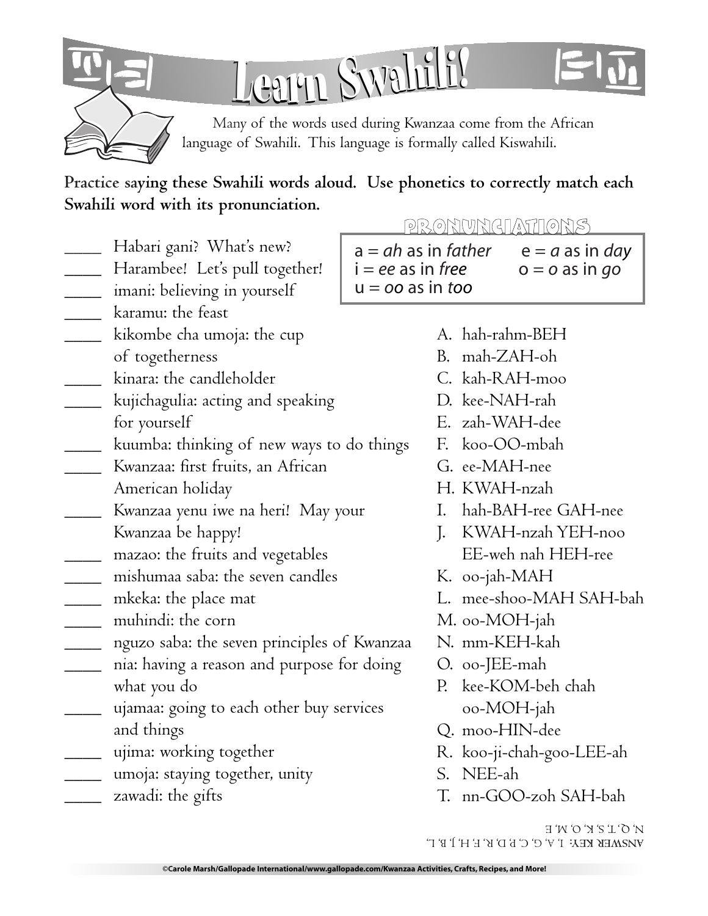# Learn Swahili!

Many of the words used during Kwanzaa come from the African language of Swahili. This language is formally called Kiswahili.

**Practice saying these Swahili words aloud. Use phonetics to correctly match each Swahili word with its pronunciation.**

## PRONUNCIATIONS

a = *ah* as in *father* e = *a* as in *day*
i = *ee* as in *free* o = *o* as in *go*
u = *oo* as in *too*

_____ Habari gani? What's new?
_____ Harambee! Let's pull together!
_____ imani: believing in yourself
_____ karamu: the feast
_____ kikombe cha umoja: the cup of togetherness
_____ kinara: the candleholder
_____ kujichagulia: acting and speaking for yourself
_____ kuumba: thinking of new ways to do things
_____ Kwanzaa: first fruits, an African American holiday
_____ Kwanzaa yenu iwe na heri! May your Kwanzaa be happy!
_____ mazao: the fruits and vegetables
_____ mishumaa saba: the seven candles
_____ mkeka: the place mat
_____ muhindi: the corn
_____ nguzo saba: the seven principles of Kwanzaa
_____ nia: having a reason and purpose for doing what you do
_____ ujamaa: going to each other buy services and things
_____ ujima: working together
_____ umoja: staying together, unity
_____ zawadi: the gifts

A. hah-rahm-BEH
B. mah-ZAH-oh
C. kah-RAH-moo
D. kee-NAH-rah
E. zah-WAH-dee
F. koo-OO-mbah
G. ee-MAH-nee
H. KWAH-nzah
I. hah-BAH-ree GAH-nee
J. KWAH-nzah YEH-noo EE-weh nah HEH-ree
K. oo-jah-MAH
L. mee-shoo-MAH SAH-bah
M. oo-MOH-jah
N. mm-KEH-kah
O. oo-JEE-mah
P. kee-KOM-beh chah oo-MOH-jah
Q. moo-HIN-dee
R. koo-ji-chah-goo-LEE-ah
S. NEE-ah
T. nn-GOO-zoh SAH-bah

ANSWER KEY: I, A, G, C, P, D, R, F, H, J, B, L, N, Q, T, S, K, O, M, E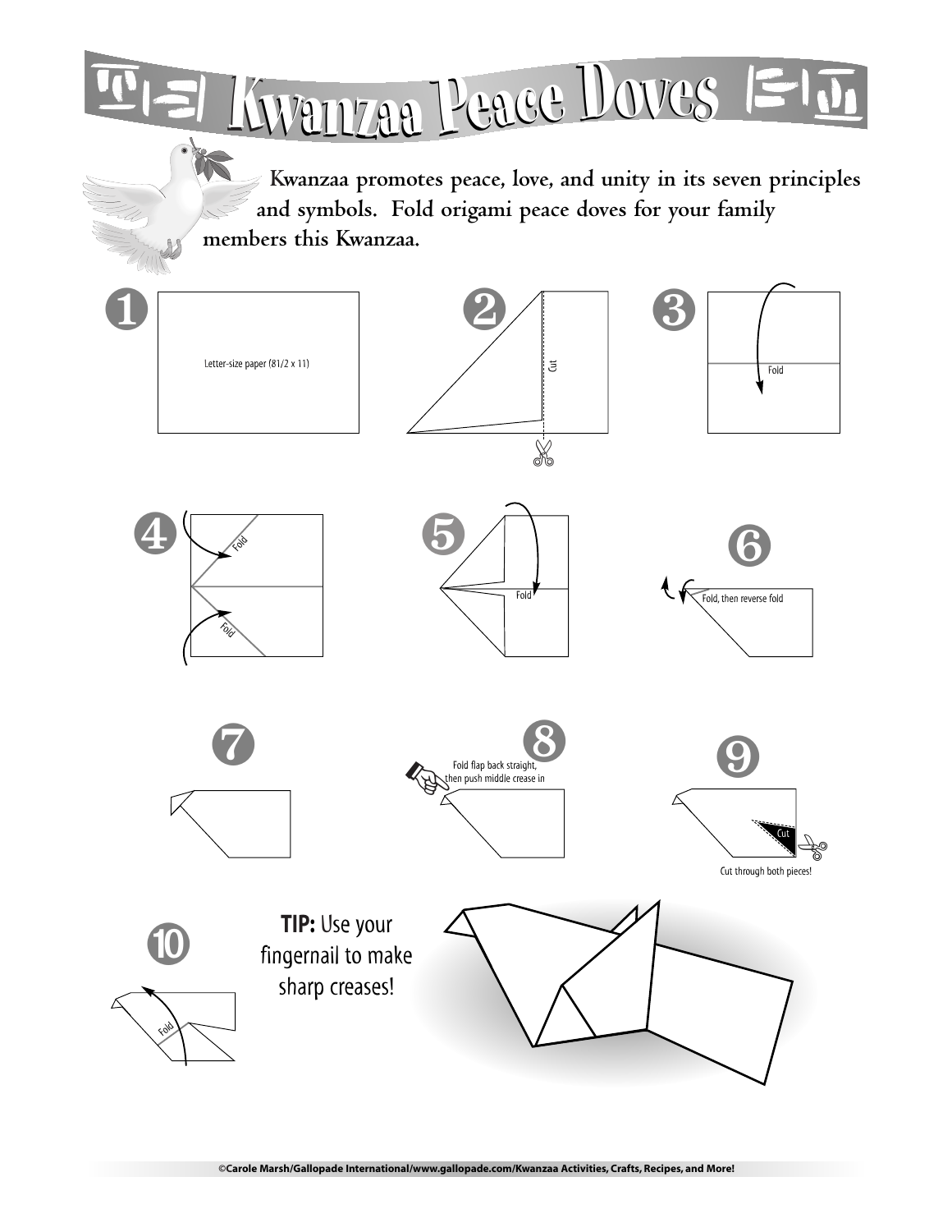# Kwanzaa Peace Doves

Kwanzaa promotes peace, love, and unity in its seven principles and symbols. Fold origami peace doves for your family members this Kwanzaa.

1. Letter-size paper (81/2 x 11)
2. Cut
3. Fold
4. Fold / Fold
5. Fold
6. Fold, then reverse fold
7.
8. Fold flap back straight, then push middle crease in
9. Cut — Cut through both pieces!
10. Fold

**TIP:** Use your fingernail to make sharp creases!

©Carole Marsh/Gallopade International/www.gallopade.com/Kwanzaa Activities, Crafts, Recipes, and More!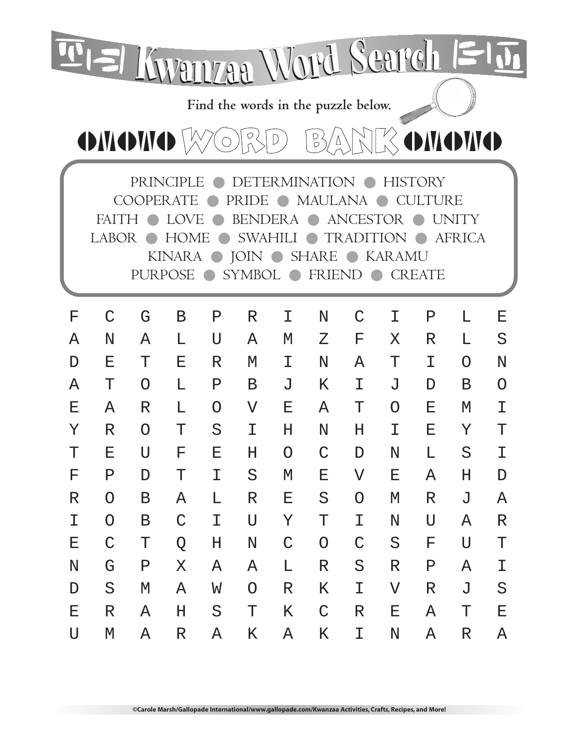# Kwanzaa Word Search

**Find the words in the puzzle below.**

## WORD BANK

PRINCIPLE ● DETERMINATION ● HISTORY
COOPERATE ● PRIDE ● MAULANA ● CULTURE
FAITH ● LOVE ● BENDERA ● ANCESTOR ● UNITY
LABOR ● HOME ● SWAHILI ● TRADITION ● AFRICA
KINARA ● JOIN ● SHARE ● KARAMU
PURPOSE ● SYMBOL ● FRIEND ● CREATE

| | | | | | | | | | | | | |
|---|---|---|---|---|---|---|---|---|---|---|---|---|
| F | C | G | B | P | R | I | N | C | I | P | L | E |
| A | N | A | L | U | A | M | Z | F | X | R | L | S |
| D | E | T | E | R | M | I | N | A | T | I | O | N |
| A | T | O | L | P | B | J | K | I | J | D | B | O |
| E | A | R | L | O | V | E | A | T | O | E | M | I |
| Y | R | O | T | S | I | H | N | H | I | E | Y | T |
| T | E | U | F | E | H | O | C | D | N | L | S | I |
| F | P | D | T | I | S | M | E | V | E | A | H | D |
| R | O | B | A | L | R | E | S | O | M | R | J | A |
| I | O | B | C | I | U | Y | T | I | N | U | A | R |
| E | C | T | Q | H | N | C | O | C | S | F | U | T |
| N | G | P | X | A | A | L | R | S | R | P | A | I |
| D | S | M | A | W | O | R | K | I | V | R | J | S |
| E | R | A | H | S | T | K | C | R | E | A | T | E |
| U | M | A | R | A | K | A | K | I | N | A | R | A |

©Carole Marsh/Gallopade International/www.gallopade.com/Kwanzaa Activities, Crafts, Recipes, and More!